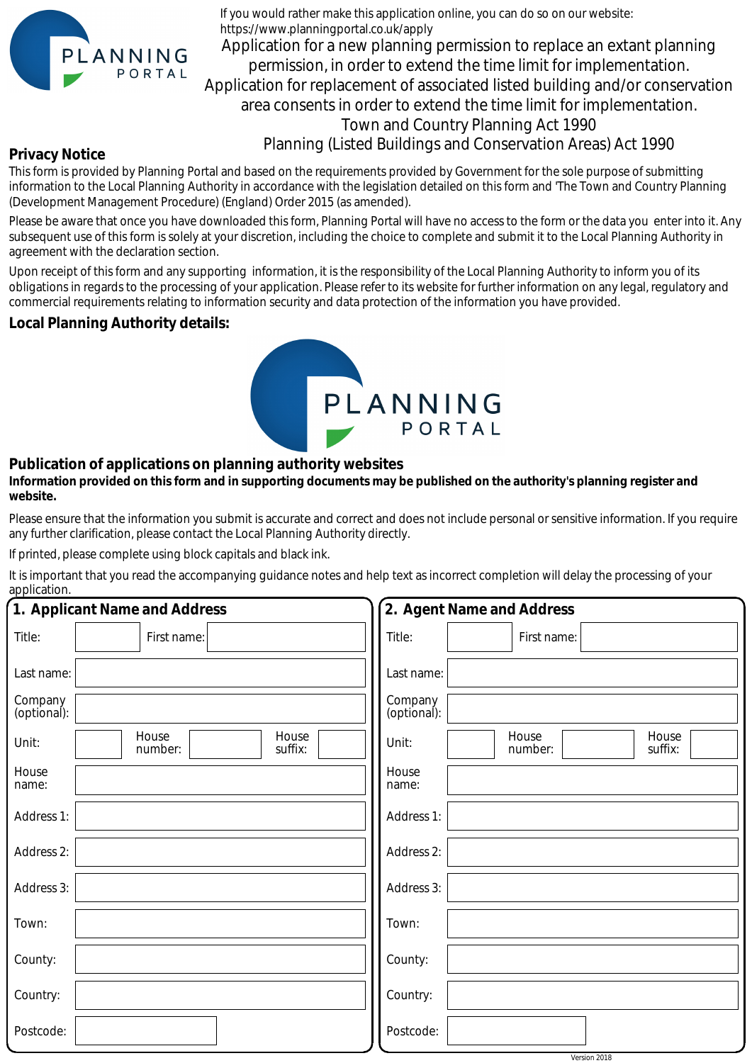If you would rather make this application online, you can do so on our website: https://www.planningportal.co.uk/apply

# Application for a new planning permission to replace an extant planning permission, in order to extend the time limit for implementation. Application for replacement of associated listed building and/or conservation area consents in order to extend the time limit for implementation.

Town and Country Planning Act 1990

Planning (Listed Buildings and Conservation Areas) Act 1990

## Privacy Notice

This form is provided by Planning Portal and based on the requirements provided by Government for the sole purpose of submitting information to the Local Planning Authority in accordance with the legislation detailed on this form and 'The Town and Country Planning (Development Management Procedure) (England) Order 2015 (as amended).

Please be aware that once you have downloaded this form, Planning Portal will have no access to the form or the data you enter into it. Any subsequent use of this form is solely at your discretion, including the choice to complete and submit it to the Local Planning Authority in agreement with the declaration section.

Upon receipt of this form and any supporting information, it is the responsibility of the Local Planning Authority to inform you of its obligations in regards to the processing of your application. Please refer to its website for further information on any legal, regulatory and commercial requirements relating to information security and data protection of the information you have provided.

## Local Planning Authority details:

## Publication of applications on planning authority websites

**Information provided on this form and in supporting documents may be published on the authority's planning register and website.**

Please ensure that the information you submit is accurate and correct and does not include personal or sensitive information. If you require any further clarification, please contact the Local Planning Authority directly.

If printed, please complete using block capitals and black ink.

It is important that you read the accompanying guidance notes and help text as incorrect completion will delay the processing of your application.

## 1. Applicant Name and Address

| | |
|---|---|
| Title: | |
| First name: | |
| Last name: | |
| Company (optional): | |
| Unit: | |
| House number: | |
| House suffix: | |
| House name: | |
| Address 1: | |
| Address 2: | |
| Address 3: | |
| Town: | |
| County: | |
| Country: | |
| Postcode: | |

## 2. Agent Name and Address

| | |
|---|---|
| Title: | |
| First name: | |
| Last name: | |
| Company (optional): | |
| Unit: | |
| House number: | |
| House suffix: | |
| House name: | |
| Address 1: | |
| Address 2: | |
| Address 3: | |
| Town: | |
| County: | |
| Country: | |
| Postcode: | |

Version 2018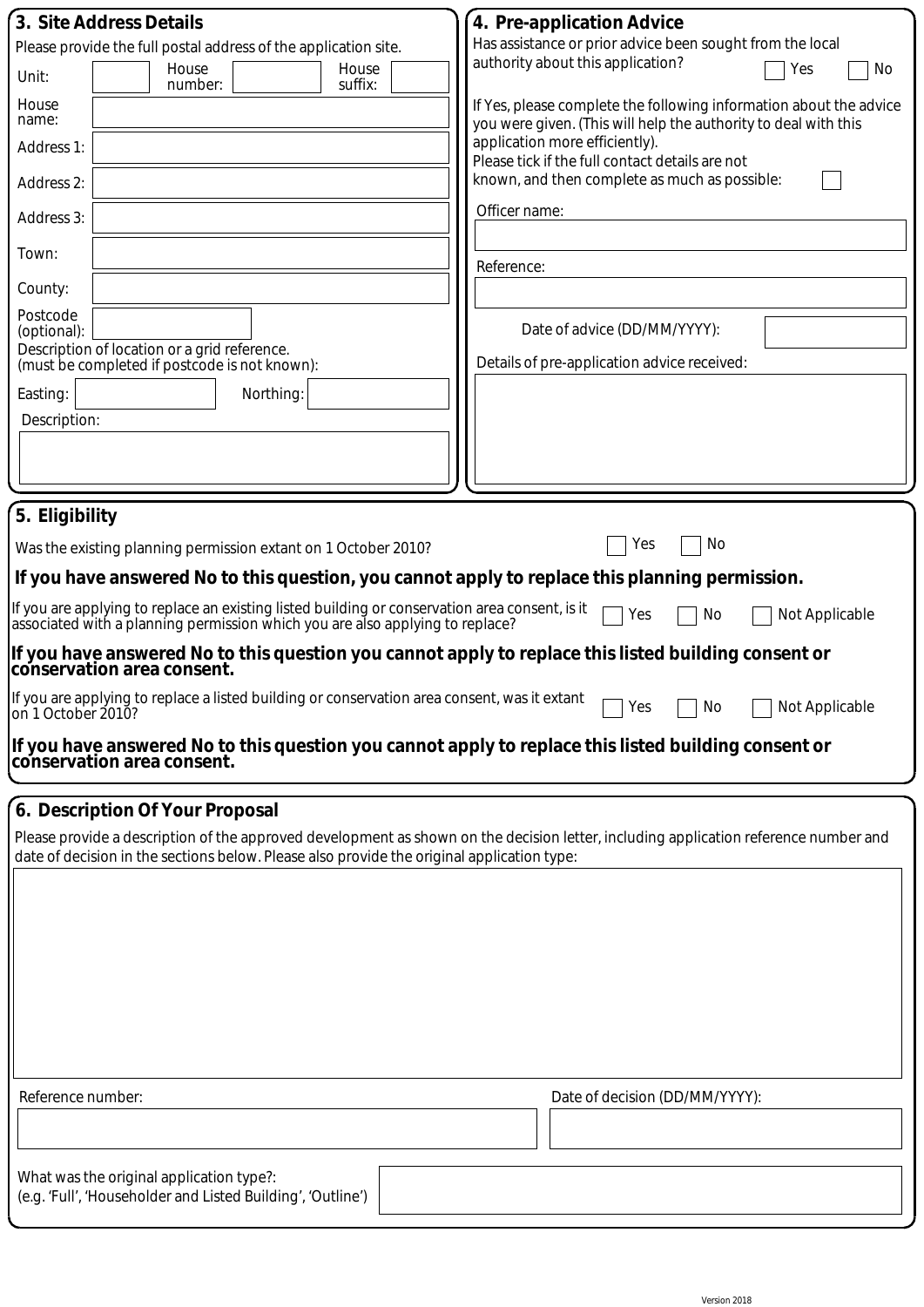## 3. Site Address Details

Please provide the full postal address of the application site.

Unit: 
House number: 
House suffix: 

House name: 

Address 1: 

Address 2: 

Address 3: 

Town: 

County: 

Postcode (optional): 

Description of location or a grid reference.
(must be completed if postcode is not known):

Easting: 
Northing: 

Description:

## 4. Pre-application Advice

Has assistance or prior advice been sought from the local authority about this application? ☐ Yes ☐ No

If Yes, please complete the following information about the advice you were given. (This will help the authority to deal with this application more efficiently).

Please tick if the full contact details are not known, and then complete as much as possible: ☐

Officer name:

Reference:

Date of advice (DD/MM/YYYY):

Details of pre-application advice received:

## 5. Eligibility

Was the existing planning permission extant on 1 October 2010? ☐ Yes ☐ No

**If you have answered No to this question, you cannot apply to replace this planning permission.**

If you are applying to replace an existing listed building or conservation area consent, is it associated with a planning permission which you are also applying to replace? ☐ Yes ☐ No ☐ Not Applicable

**If you have answered No to this question you cannot apply to replace this listed building consent or conservation area consent.**

If you are applying to replace a listed building or conservation area consent, was it extant on 1 October 2010? ☐ Yes ☐ No ☐ Not Applicable

**If you have answered No to this question you cannot apply to replace this listed building consent or conservation area consent.**

## 6. Description Of Your Proposal

Please provide a description of the approved development as shown on the decision letter, including application reference number and date of decision in the sections below. Please also provide the original application type:

Reference number:

Date of decision (DD/MM/YYYY):

What was the original application type?:
(e.g. 'Full', 'Householder and Listed Building', 'Outline')

Version 2018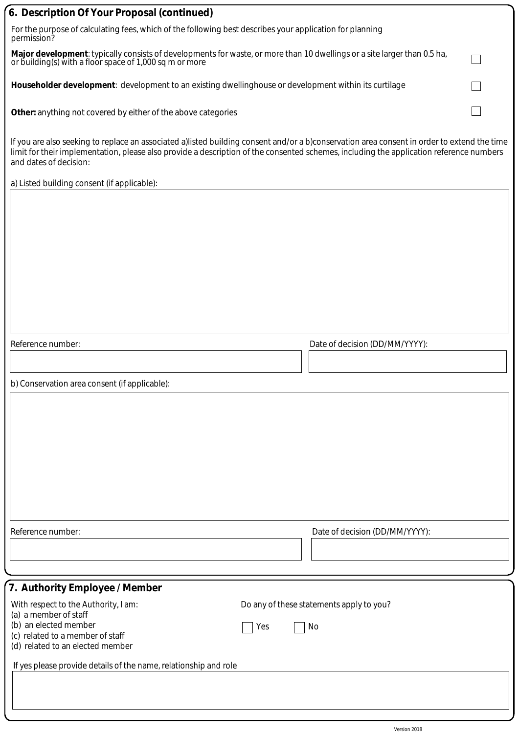## 6. Description Of Your Proposal (continued)

For the purpose of calculating fees, which of the following best describes your application for planning permission?

**Major development**: typically consists of developments for waste, or more than 10 dwellings or a site larger than 0.5 ha, or building(s) with a floor space of 1,000 sq m or more ☐

**Householder development**: development to an existing dwellinghouse or development within its curtilage ☐

**Other:** anything not covered by either of the above categories ☐

If you are also seeking to replace an associated a)listed building consent and/or a b)conservation area consent in order to extend the time limit for their implementation, please also provide a description of the consented schemes, including the application reference numbers and dates of decision:

a) Listed building consent (if applicable):

Reference number:

Date of decision (DD/MM/YYYY):

b) Conservation area consent (if applicable):

Reference number:

Date of decision (DD/MM/YYYY):

## 7. Authority Employee / Member

With respect to the Authority, I am:
(a) a member of staff
(b) an elected member
(c) related to a member of staff
(d) related to an elected member

Do any of these statements apply to you?

☐ Yes ☐ No

If yes please provide details of the name, relationship and role

Version 2018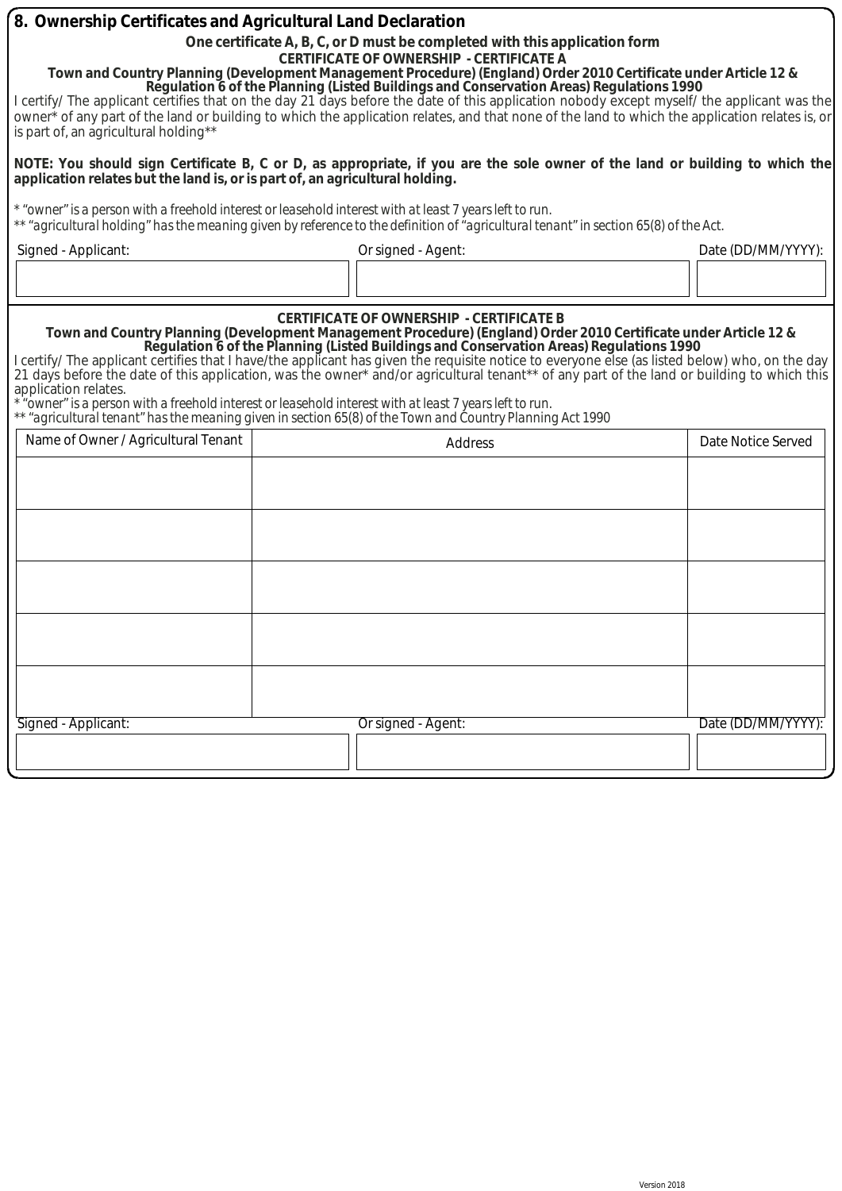## 8. Ownership Certificates and Agricultural Land Declaration

**One certificate A, B, C, or D must be completed with this application form**

### CERTIFICATE OF OWNERSHIP - CERTIFICATE A

**Town and Country Planning (Development Management Procedure) (England) Order 2010 Certificate under Article 12 & Regulation 6 of the Planning (Listed Buildings and Conservation Areas) Regulations 1990**

I certify/ The applicant certifies that on the day 21 days before the date of this application nobody except myself/ the applicant was the owner* of any part of the land or building to which the application relates, and that none of the land to which the application relates is, or is part of, an agricultural holding**

**NOTE: You should sign Certificate B, C or D, as appropriate, if you are the sole owner of the land or building to which the application relates but the land is, or is part of, an agricultural holding.**

*\* "owner" is a person with a freehold interest or leasehold interest with at least 7 years left to run.*
*\*\* "agricultural holding" has the meaning given by reference to the definition of "agricultural tenant" in section 65(8) of the Act.*

| Signed - Applicant: | Or signed - Agent: | Date (DD/MM/YYYY): |
|---|---|---|
| | | |

### CERTIFICATE OF OWNERSHIP - CERTIFICATE B

**Town and Country Planning (Development Management Procedure) (England) Order 2010 Certificate under Article 12 & Regulation 6 of the Planning (Listed Buildings and Conservation Areas) Regulations 1990**

I certify/ The applicant certifies that I have/the applicant has given the requisite notice to everyone else (as listed below) who, on the day 21 days before the date of this application, was the owner* and/or agricultural tenant** of any part of the land or building to which this application relates.

*\* "owner" is a person with a freehold interest or leasehold interest with at least 7 years left to run.*
*\*\* "agricultural tenant" has the meaning given in section 65(8) of the Town and Country Planning Act 1990*

| Name of Owner / Agricultural Tenant | Address | Date Notice Served |
|---|---|---|
| | | |
| | | |
| | | |
| | | |
| | | |

| Signed - Applicant: | Or signed - Agent: | Date (DD/MM/YYYY): |
|---|---|---|
| | | |

Version 2018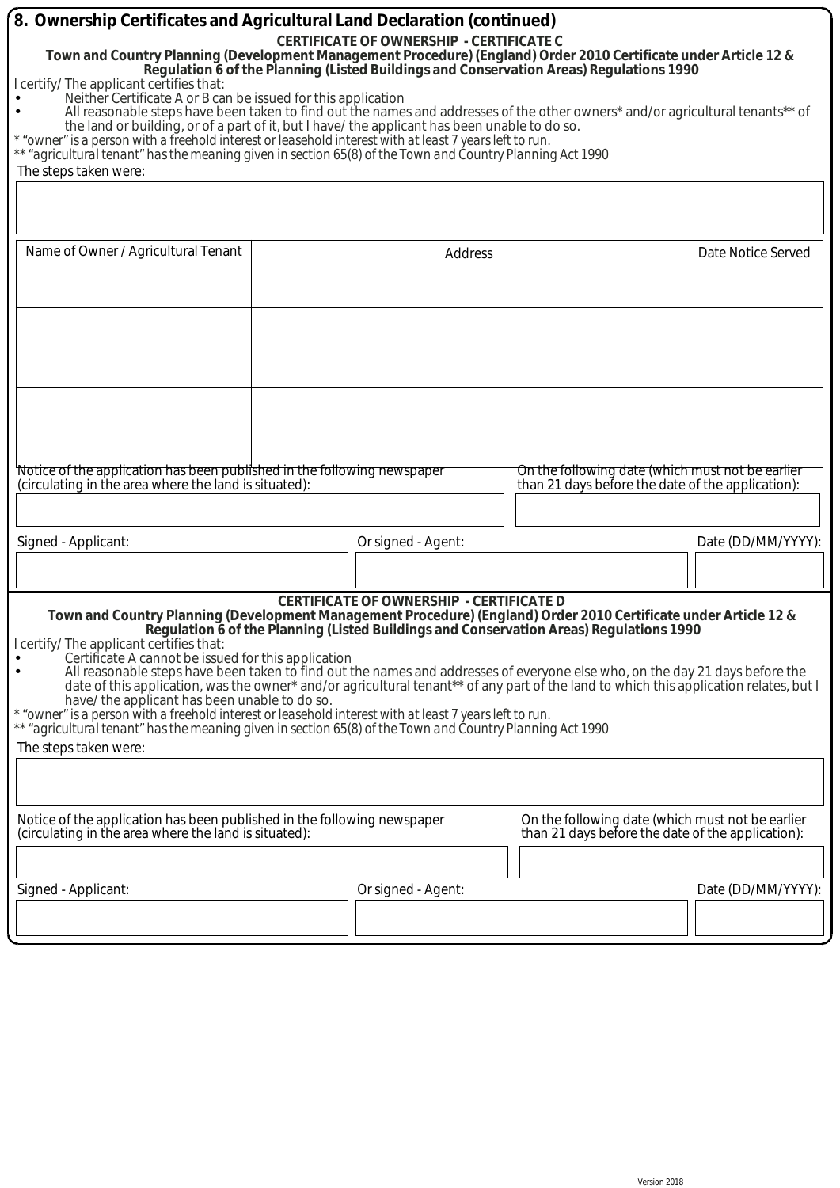## 8. Ownership Certificates and Agricultural Land Declaration (continued)

### CERTIFICATE OF OWNERSHIP - CERTIFICATE C

**Town and Country Planning (Development Management Procedure) (England) Order 2010 Certificate under Article 12 & Regulation 6 of the Planning (Listed Buildings and Conservation Areas) Regulations 1990**

I certify/ The applicant certifies that:

- Neither Certificate A or B can be issued for this application
- All reasonable steps have been taken to find out the names and addresses of the other owners* and/or agricultural tenants** of the land or building, or of a part of it, but I have/ the applicant has been unable to do so.

*\* "owner" is a person with a freehold interest or leasehold interest with at least 7 years left to run.*
*\*\* "agricultural tenant" has the meaning given in section 65(8) of the Town and Country Planning Act 1990*

The steps taken were:

| Name of Owner / Agricultural Tenant | Address | Date Notice Served |
|---|---|---|
| | | |
| | | |
| | | |
| | | |
| | | |

Notice of the application has been published in the following newspaper (circulating in the area where the land is situated):

On the following date (which must not be earlier than 21 days before the date of the application):

| Signed - Applicant: | Or signed - Agent: | Date (DD/MM/YYYY): |
|---|---|---|
| | | |

### CERTIFICATE OF OWNERSHIP - CERTIFICATE D

**Town and Country Planning (Development Management Procedure) (England) Order 2010 Certificate under Article 12 & Regulation 6 of the Planning (Listed Buildings and Conservation Areas) Regulations 1990**

I certify/ The applicant certifies that:

- Certificate A cannot be issued for this application
- All reasonable steps have been taken to find out the names and addresses of everyone else who, on the day 21 days before the date of this application, was the owner* and/or agricultural tenant** of any part of the land to which this application relates, but I have/ the applicant has been unable to do so.

*\* "owner" is a person with a freehold interest or leasehold interest with at least 7 years left to run.*
*\*\* "agricultural tenant" has the meaning given in section 65(8) of the Town and Country Planning Act 1990*

The steps taken were:

Notice of the application has been published in the following newspaper (circulating in the area where the land is situated):

On the following date (which must not be earlier than 21 days before the date of the application):

| Signed - Applicant: | Or signed - Agent: | Date (DD/MM/YYYY): |
|---|---|---|
| | | |

Version 2018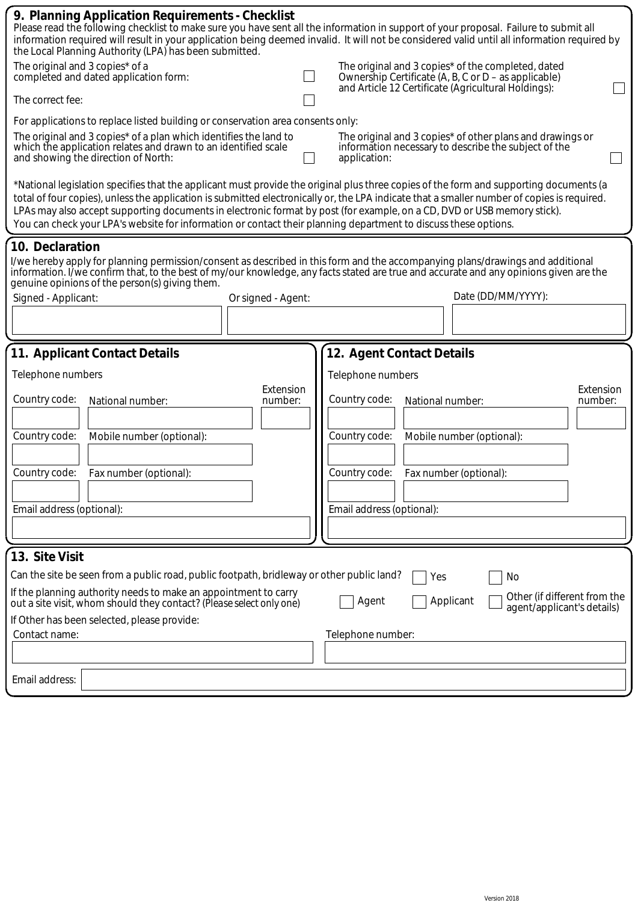## 9. Planning Application Requirements - Checklist

Please read the following checklist to make sure you have sent all the information in support of your proposal. Failure to submit all information required will result in your application being deemed invalid. It will not be considered valid until all information required by the Local Planning Authority (LPA) has been submitted.

- The original and 3 copies* of a completed and dated application form: ☐
- The correct fee: ☐
- The original and 3 copies* of the completed, dated Ownership Certificate (A, B, C or D – as applicable) and Article 12 Certificate (Agricultural Holdings): ☐

For applications to replace listed building or conservation area consents only:

- The original and 3 copies* of a plan which identifies the land to which the application relates and drawn to an identified scale and showing the direction of North: ☐
- The original and 3 copies* of other plans and drawings or information necessary to describe the subject of the application: ☐

*National legislation specifies that the applicant must provide the original plus three copies of the form and supporting documents (a total of four copies), unless the application is submitted electronically or, the LPA indicate that a smaller number of copies is required. LPAs may also accept supporting documents in electronic format by post (for example, on a CD, DVD or USB memory stick).
You can check your LPA's website for information or contact their planning department to discuss these options.

## 10. Declaration

I/we hereby apply for planning permission/consent as described in this form and the accompanying plans/drawings and additional information. I/we confirm that, to the best of my/our knowledge, any facts stated are true and accurate and any opinions given are the genuine opinions of the person(s) giving them.

| Signed - Applicant: | Or signed - Agent: | Date (DD/MM/YYYY): |
| --- | --- | --- |
| | | |

## 11. Applicant Contact Details

Telephone numbers

| Country code: | National number: | Extension number: |
| --- | --- | --- |
| | | |

| Country code: | Mobile number (optional): |
| --- | --- |
| | |

| Country code: | Fax number (optional): |
| --- | --- |
| | |

Email address (optional):

## 12. Agent Contact Details

Telephone numbers

| Country code: | National number: | Extension number: |
| --- | --- | --- |
| | | |

| Country code: | Mobile number (optional): |
| --- | --- |
| | |

| Country code: | Fax number (optional): |
| --- | --- |
| | |

Email address (optional):

## 13. Site Visit

Can the site be seen from a public road, public footpath, bridleway or other public land? ☐ Yes ☐ No

If the planning authority needs to make an appointment to carry out a site visit, whom should they contact? (Please select only one) ☐ Agent ☐ Applicant ☐ Other (if different from the agent/applicant's details)

If Other has been selected, please provide:

| Contact name: | Telephone number: |
| --- | --- |
| | |

Email address:

Version 2018